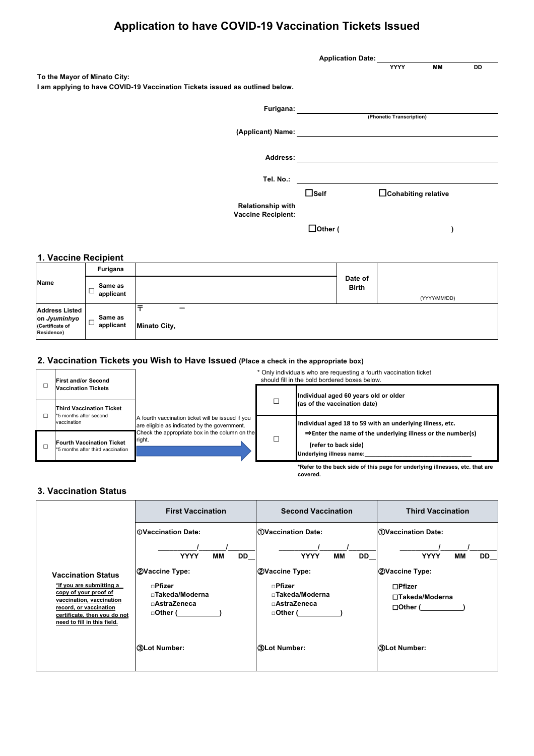# Application to have COVID-19 Vaccination Tickets Issued

**Application Date:** ______ YYYY ______ MM ______ DD

**To the Mayor of Minato City:**

**I am applying to have COVID-19 Vaccination Tickets issued as outlined below.**

**Furigana:** ______________________
(Phonetic Transcription)

**(Applicant) Name:** ______________________

**Address:** ______________________

**Tel. No.:** ______________________

**Relationship with Vaccine Recipient:**
☐ Self ☐ Cohabiting relative
☐ Other (                    )

## 1. Vaccine Recipient

| | | | | |
|---|---|---|---|---|
| **Name** | **Furigana** | | **Date of Birth** | |
| | ☐ **Same as applicant** | | | (YYYY/MM/DD) |
| **Address Listed on *Jyuminhyo* (Certificate of Residence)** | ☐ **Same as applicant** | 〒 ー<br>**Minato City,** | | |

## 2. Vaccination Tickets you Wish to Have Issued (Place a check in the appropriate box)

| | |
|---|---|
| ☐ | **First and/or Second Vaccination Tickets** |
| ☐ | **Third Vaccination Ticket**<br>*5 months after second vaccination |
| ☐ | **Fourth Vaccination Ticket**<br>*5 months after third vaccination |

A fourth vaccination ticket will be issued if you are eligible as indicated by the government. Check the appropriate box in the column on the right.

* Only individuals who are requesting a fourth vaccination ticket should fill in the bold bordered boxes below.

| | |
|---|---|
| ☐ | **Individual aged 60 years old or older (as of the vaccination date)** |
| ☐ | **Individual aged 18 to 59 with an underlying illness, etc.**<br>**⇒Enter the name of the underlying illness or the number(s) (refer to back side)**<br>**Underlying illness name:**______________________ |

**\*Refer to the back side of this page for underlying illnesses, etc. that are covered.**

## 3. Vaccination Status

| **Vaccination Status**<br>***If you are submitting a copy of your proof of vaccination, vaccination record, or vaccination certificate, then you do not need to fill in this field.*** | **First Vaccination** | **Second Vaccination** | **Third Vaccination** |
|---|---|---|---|
| | **①Vaccination Date:**<br>______/______/______<br>**YYYY MM DD** | **①Vaccination Date:**<br>______/______/______<br>**YYYY MM DD** | **①Vaccination Date:**<br>______/______/______<br>**YYYY MM DD** |
| | **②Vaccine Type:**<br>□**Pfizer**<br>□**Takeda/Moderna**<br>□**AstraZeneca**<br>□**Other (__________)** | **②Vaccine Type:**<br>□**Pfizer**<br>□**Takeda/Moderna**<br>□**AstraZeneca**<br>□**Other (__________)** | **②Vaccine Type:**<br>□**Pfizer**<br>□**Takeda/Moderna**<br>□**Other (__________)** |
| | **③Lot Number:** | **③Lot Number:** | **③Lot Number:** |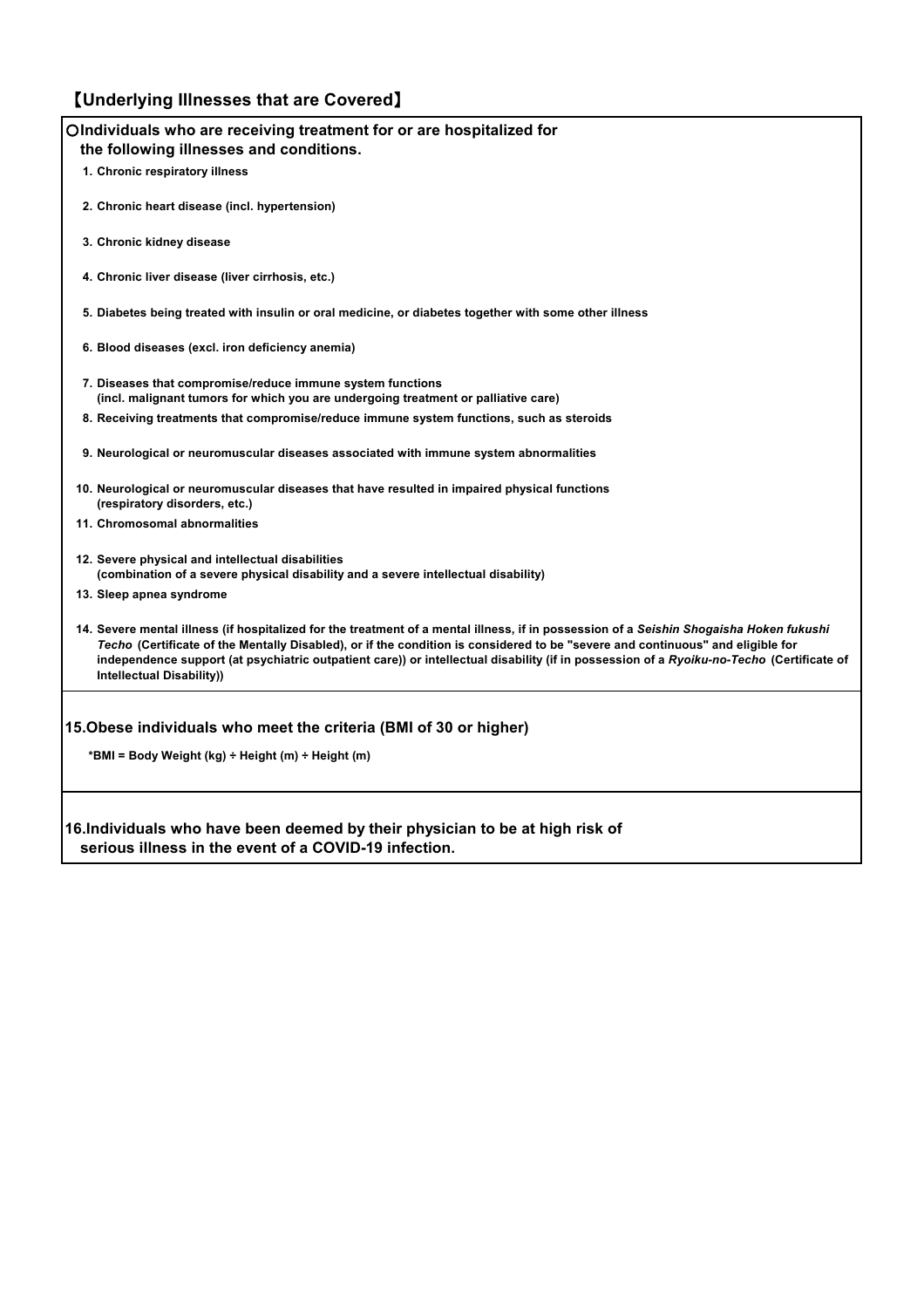## 【Underlying Illnesses that are Covered】

**○Individuals who are receiving treatment for or are hospitalized for the following illnesses and conditions.**

1. **Chronic respiratory illness**
2. **Chronic heart disease (incl. hypertension)**
3. **Chronic kidney disease**
4. **Chronic liver disease (liver cirrhosis, etc.)**
5. **Diabetes being treated with insulin or oral medicine, or diabetes together with some other illness**
6. **Blood diseases (excl. iron deficiency anemia)**
7. **Diseases that compromise/reduce immune system functions (incl. malignant tumors for which you are undergoing treatment or palliative care)**
8. **Receiving treatments that compromise/reduce immune system functions, such as steroids**
9. **Neurological or neuromuscular diseases associated with immune system abnormalities**
10. **Neurological or neuromuscular diseases that have resulted in impaired physical functions (respiratory disorders, etc.)**
11. **Chromosomal abnormalities**
12. **Severe physical and intellectual disabilities (combination of a severe physical disability and a severe intellectual disability)**
13. **Sleep apnea syndrome**
14. **Severe mental illness (if hospitalized for the treatment of a mental illness, if in possession of a *Seishin Shogaisha Hoken fukushi Techo* (Certificate of the Mentally Disabled), or if the condition is considered to be "severe and continuous" and eligible for independence support (at psychiatric outpatient care)) or intellectual disability (if in possession of a *Ryoiku-no-Techo* (Certificate of Intellectual Disability))**

**15.Obese individuals who meet the criteria (BMI of 30 or higher)**

**\*BMI = Body Weight (kg) ÷ Height (m) ÷ Height (m)**

**16.Individuals who have been deemed by their physician to be at high risk of serious illness in the event of a COVID-19 infection.**